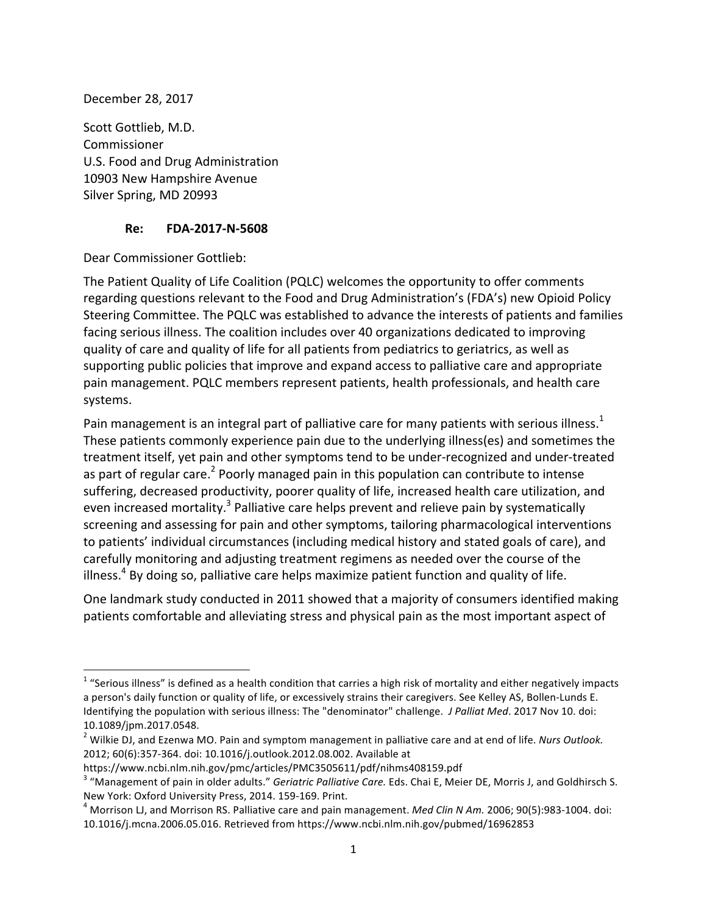December 28, 2017

Scott Gottlieb, M.D.
Commissioner
U.S. Food and Drug Administration
10903 New Hampshire Avenue
Silver Spring, MD 20993

**Re: FDA-2017-N-5608**

Dear Commissioner Gottlieb:

The Patient Quality of Life Coalition (PQLC) welcomes the opportunity to offer comments regarding questions relevant to the Food and Drug Administration's (FDA's) new Opioid Policy Steering Committee. The PQLC was established to advance the interests of patients and families facing serious illness. The coalition includes over 40 organizations dedicated to improving quality of care and quality of life for all patients from pediatrics to geriatrics, as well as supporting public policies that improve and expand access to palliative care and appropriate pain management. PQLC members represent patients, health professionals, and health care systems.

Pain management is an integral part of palliative care for many patients with serious illness.[1] These patients commonly experience pain due to the underlying illness(es) and sometimes the treatment itself, yet pain and other symptoms tend to be under-recognized and under-treated as part of regular care.[2] Poorly managed pain in this population can contribute to intense suffering, decreased productivity, poorer quality of life, increased health care utilization, and even increased mortality.[3] Palliative care helps prevent and relieve pain by systematically screening and assessing for pain and other symptoms, tailoring pharmacological interventions to patients' individual circumstances (including medical history and stated goals of care), and carefully monitoring and adjusting treatment regimens as needed over the course of the illness.[4] By doing so, palliative care helps maximize patient function and quality of life.

One landmark study conducted in 2011 showed that a majority of consumers identified making patients comfortable and alleviating stress and physical pain as the most important aspect of

---

[1] "Serious illness" is defined as a health condition that carries a high risk of mortality and either negatively impacts a person's daily function or quality of life, or excessively strains their caregivers. See Kelley AS, Bollen-Lunds E. Identifying the population with serious illness: The "denominator" challenge. *J Palliat Med*. 2017 Nov 10. doi: 10.1089/jpm.2017.0548.

[2] Wilkie DJ, and Ezenwa MO. Pain and symptom management in palliative care and at end of life. *Nurs Outlook*. 2012; 60(6):357-364. doi: 10.1016/j.outlook.2012.08.002. Available at https://www.ncbi.nlm.nih.gov/pmc/articles/PMC3505611/pdf/nihms408159.pdf

[3] "Management of pain in older adults." *Geriatric Palliative Care.* Eds. Chai E, Meier DE, Morris J, and Goldhirsch S. New York: Oxford University Press, 2014. 159-169. Print.

[4] Morrison LJ, and Morrison RS. Palliative care and pain management. *Med Clin N Am.* 2006; 90(5):983-1004. doi: 10.1016/j.mcna.2006.05.016. Retrieved from https://www.ncbi.nlm.nih.gov/pubmed/16962853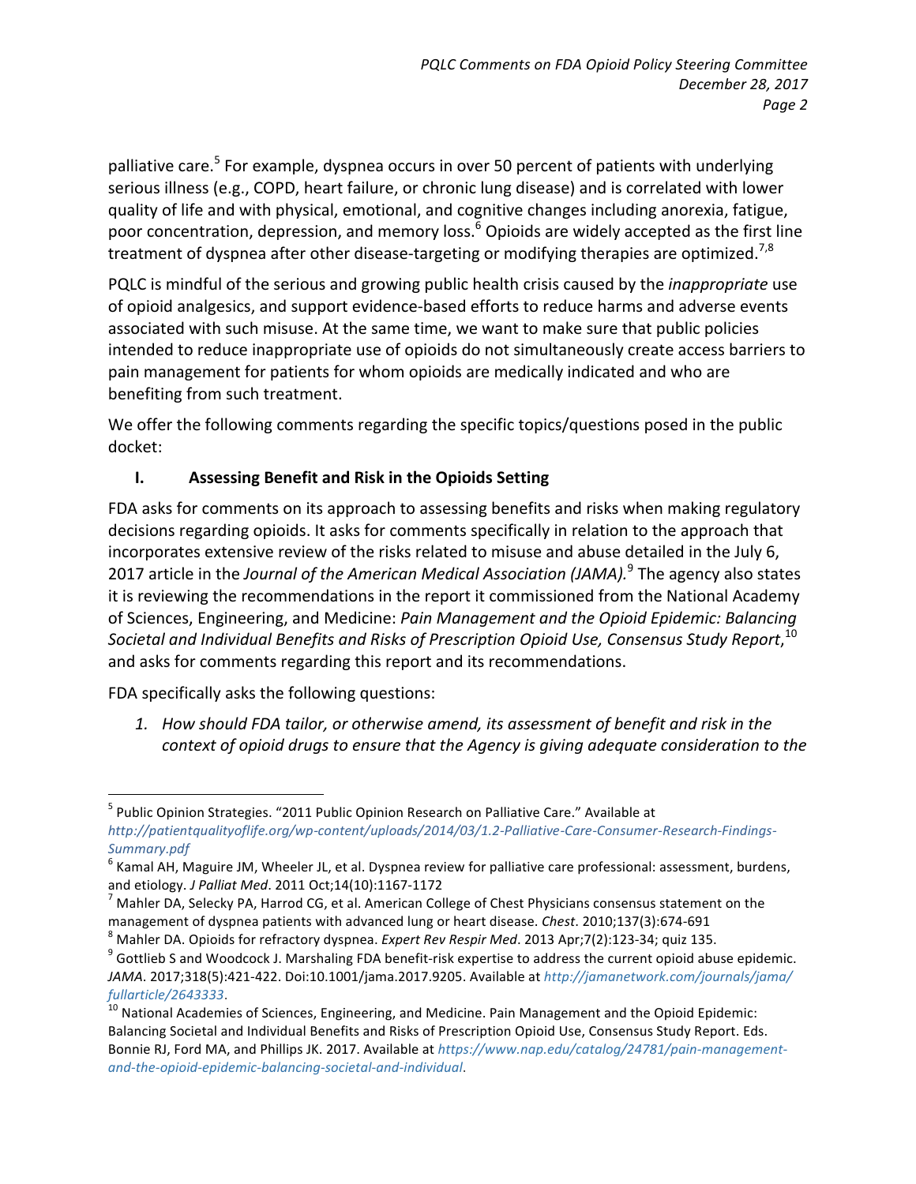palliative care.[5] For example, dyspnea occurs in over 50 percent of patients with underlying serious illness (e.g., COPD, heart failure, or chronic lung disease) and is correlated with lower quality of life and with physical, emotional, and cognitive changes including anorexia, fatigue, poor concentration, depression, and memory loss.[6] Opioids are widely accepted as the first line treatment of dyspnea after other disease-targeting or modifying therapies are optimized.[7,8]

PQLC is mindful of the serious and growing public health crisis caused by the *inappropriate* use of opioid analgesics, and support evidence-based efforts to reduce harms and adverse events associated with such misuse. At the same time, we want to make sure that public policies intended to reduce inappropriate use of opioids do not simultaneously create access barriers to pain management for patients for whom opioids are medically indicated and who are benefiting from such treatment.

We offer the following comments regarding the specific topics/questions posed in the public docket:

## I. Assessing Benefit and Risk in the Opioids Setting

FDA asks for comments on its approach to assessing benefits and risks when making regulatory decisions regarding opioids. It asks for comments specifically in relation to the approach that incorporates extensive review of the risks related to misuse and abuse detailed in the July 6, 2017 article in the *Journal of the American Medical Association (JAMA).*[9] The agency also states it is reviewing the recommendations in the report it commissioned from the National Academy of Sciences, Engineering, and Medicine: *Pain Management and the Opioid Epidemic: Balancing Societal and Individual Benefits and Risks of Prescription Opioid Use, Consensus Study Report*,[10] and asks for comments regarding this report and its recommendations.

FDA specifically asks the following questions:

1. *How should FDA tailor, or otherwise amend, its assessment of benefit and risk in the context of opioid drugs to ensure that the Agency is giving adequate consideration to the*

---

[5] Public Opinion Strategies. "2011 Public Opinion Research on Palliative Care." Available at *http://patientqualityoflife.org/wp-content/uploads/2014/03/1.2-Palliative-Care-Consumer-Research-Findings-Summary.pdf*

[6] Kamal AH, Maguire JM, Wheeler JL, et al. Dyspnea review for palliative care professional: assessment, burdens, and etiology. *J Palliat Med*. 2011 Oct;14(10):1167-1172

[7] Mahler DA, Selecky PA, Harrod CG, et al. American College of Chest Physicians consensus statement on the management of dyspnea patients with advanced lung or heart disease. *Chest*. 2010;137(3):674-691

[8] Mahler DA. Opioids for refractory dyspnea. *Expert Rev Respir Med*. 2013 Apr;7(2):123-34; quiz 135.

[9] Gottlieb S and Woodcock J. Marshaling FDA benefit-risk expertise to address the current opioid abuse epidemic. *JAMA*. 2017;318(5):421-422. Doi:10.1001/jama.2017.9205. Available at *http://jamanetwork.com/journals/jama/fullarticle/2643333*.

[10] National Academies of Sciences, Engineering, and Medicine. Pain Management and the Opioid Epidemic: Balancing Societal and Individual Benefits and Risks of Prescription Opioid Use, Consensus Study Report. Eds. Bonnie RJ, Ford MA, and Phillips JK. 2017. Available at *https://www.nap.edu/catalog/24781/pain-management-and-the-opioid-epidemic-balancing-societal-and-individual*.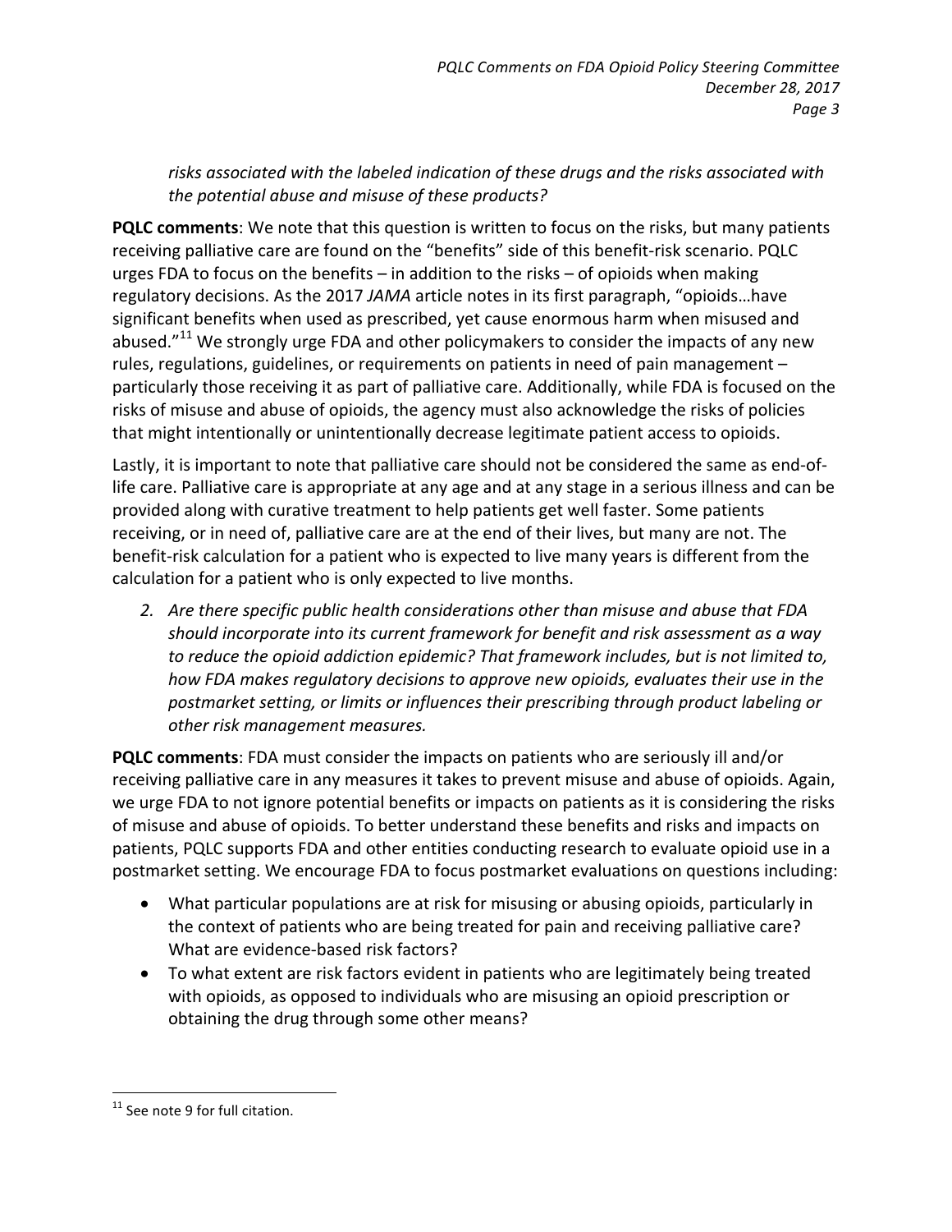*risks associated with the labeled indication of these drugs and the risks associated with the potential abuse and misuse of these products?*

**PQLC comments**: We note that this question is written to focus on the risks, but many patients receiving palliative care are found on the "benefits" side of this benefit-risk scenario. PQLC urges FDA to focus on the benefits – in addition to the risks – of opioids when making regulatory decisions. As the 2017 *JAMA* article notes in its first paragraph, "opioids…have significant benefits when used as prescribed, yet cause enormous harm when misused and abused."[11] We strongly urge FDA and other policymakers to consider the impacts of any new rules, regulations, guidelines, or requirements on patients in need of pain management – particularly those receiving it as part of palliative care. Additionally, while FDA is focused on the risks of misuse and abuse of opioids, the agency must also acknowledge the risks of policies that might intentionally or unintentionally decrease legitimate patient access to opioids.

Lastly, it is important to note that palliative care should not be considered the same as end-of-life care. Palliative care is appropriate at any age and at any stage in a serious illness and can be provided along with curative treatment to help patients get well faster. Some patients receiving, or in need of, palliative care are at the end of their lives, but many are not. The benefit-risk calculation for a patient who is expected to live many years is different from the calculation for a patient who is only expected to live months.

2. *Are there specific public health considerations other than misuse and abuse that FDA should incorporate into its current framework for benefit and risk assessment as a way to reduce the opioid addiction epidemic? That framework includes, but is not limited to, how FDA makes regulatory decisions to approve new opioids, evaluates their use in the postmarket setting, or limits or influences their prescribing through product labeling or other risk management measures.*

**PQLC comments**: FDA must consider the impacts on patients who are seriously ill and/or receiving palliative care in any measures it takes to prevent misuse and abuse of opioids. Again, we urge FDA to not ignore potential benefits or impacts on patients as it is considering the risks of misuse and abuse of opioids. To better understand these benefits and risks and impacts on patients, PQLC supports FDA and other entities conducting research to evaluate opioid use in a postmarket setting. We encourage FDA to focus postmarket evaluations on questions including:

- What particular populations are at risk for misusing or abusing opioids, particularly in the context of patients who are being treated for pain and receiving palliative care? What are evidence-based risk factors?
- To what extent are risk factors evident in patients who are legitimately being treated with opioids, as opposed to individuals who are misusing an opioid prescription or obtaining the drug through some other means?

---

[11] See note 9 for full citation.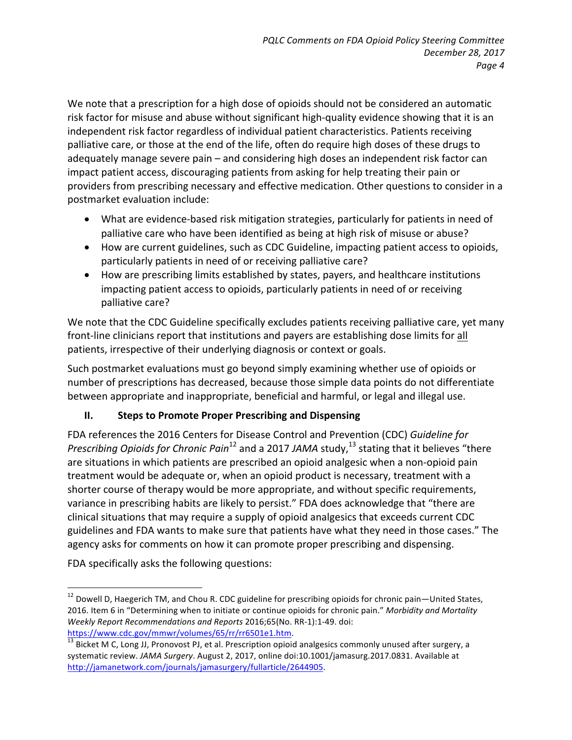We note that a prescription for a high dose of opioids should not be considered an automatic risk factor for misuse and abuse without significant high-quality evidence showing that it is an independent risk factor regardless of individual patient characteristics. Patients receiving palliative care, or those at the end of the life, often do require high doses of these drugs to adequately manage severe pain – and considering high doses an independent risk factor can impact patient access, discouraging patients from asking for help treating their pain or providers from prescribing necessary and effective medication. Other questions to consider in a postmarket evaluation include:

- What are evidence-based risk mitigation strategies, particularly for patients in need of palliative care who have been identified as being at high risk of misuse or abuse?
- How are current guidelines, such as CDC Guideline, impacting patient access to opioids, particularly patients in need of or receiving palliative care?
- How are prescribing limits established by states, payers, and healthcare institutions impacting patient access to opioids, particularly patients in need of or receiving palliative care?

We note that the CDC Guideline specifically excludes patients receiving palliative care, yet many front-line clinicians report that institutions and payers are establishing dose limits for <u>all</u> patients, irrespective of their underlying diagnosis or context or goals.

Such postmarket evaluations must go beyond simply examining whether use of opioids or number of prescriptions has decreased, because those simple data points do not differentiate between appropriate and inappropriate, beneficial and harmful, or legal and illegal use.

## II. Steps to Promote Proper Prescribing and Dispensing

FDA references the 2016 Centers for Disease Control and Prevention (CDC) *Guideline for Prescribing Opioids for Chronic Pain*[12] and a 2017 *JAMA* study,[13] stating that it believes "there are situations in which patients are prescribed an opioid analgesic when a non-opioid pain treatment would be adequate or, when an opioid product is necessary, treatment with a shorter course of therapy would be more appropriate, and without specific requirements, variance in prescribing habits are likely to persist." FDA does acknowledge that "there are clinical situations that may require a supply of opioid analgesics that exceeds current CDC guidelines and FDA wants to make sure that patients have what they need in those cases." The agency asks for comments on how it can promote proper prescribing and dispensing.

FDA specifically asks the following questions:

---

[12] Dowell D, Haegerich TM, and Chou R. CDC guideline for prescribing opioids for chronic pain—United States, 2016. Item 6 in "Determining when to initiate or continue opioids for chronic pain." *Morbidity and Mortality Weekly Report Recommendations and Reports* 2016;65(No. RR-1):1-49. doi: https://www.cdc.gov/mmwr/volumes/65/rr/rr6501e1.htm.

[13] Bicket M C, Long JJ, Pronovost PJ, et al. Prescription opioid analgesics commonly unused after surgery, a systematic review. *JAMA Surgery*. August 2, 2017, online doi:10.1001/jamasurg.2017.0831. Available at http://jamanetwork.com/journals/jamasurgery/fullarticle/2644905.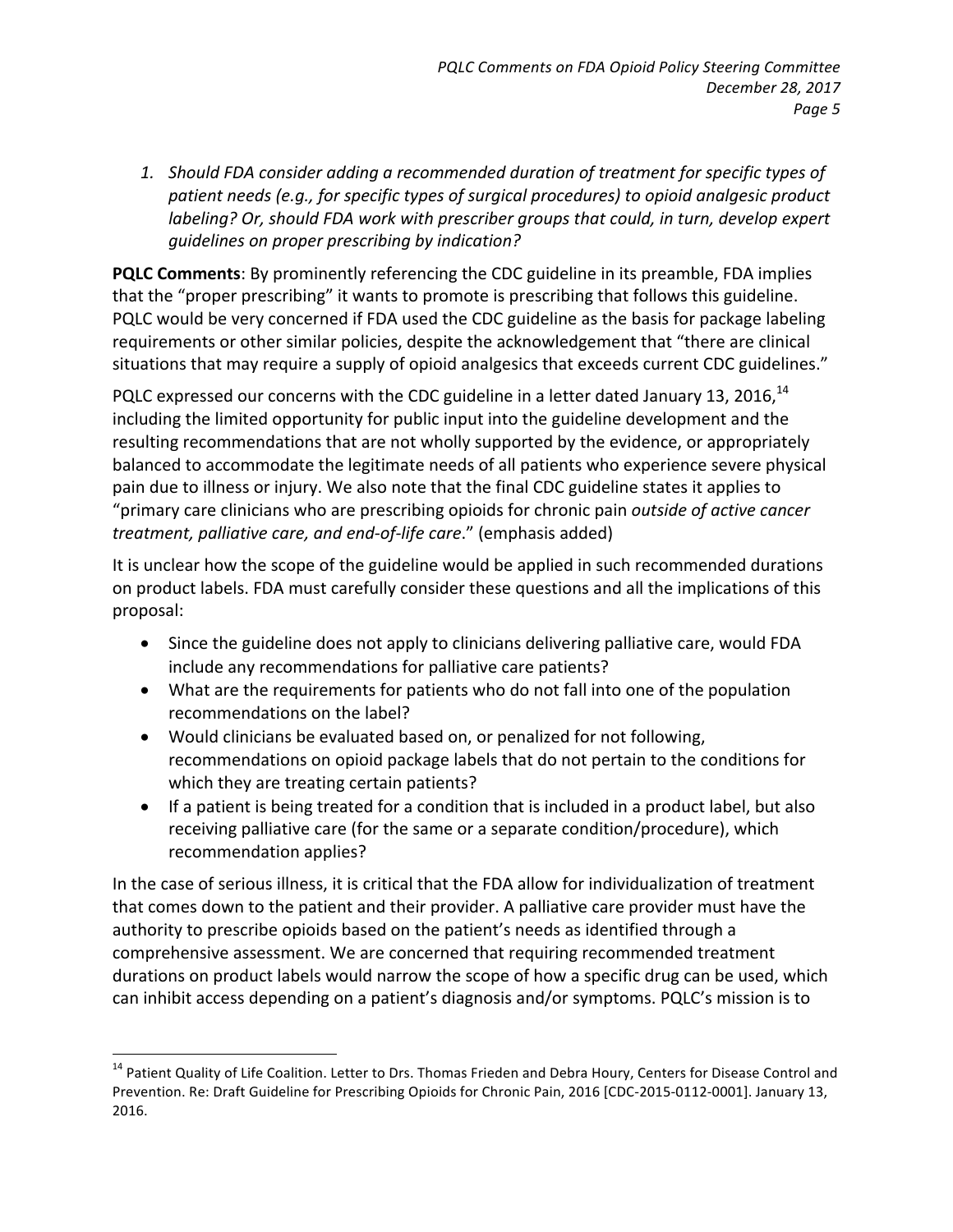1. *Should FDA consider adding a recommended duration of treatment for specific types of patient needs (e.g., for specific types of surgical procedures) to opioid analgesic product labeling? Or, should FDA work with prescriber groups that could, in turn, develop expert guidelines on proper prescribing by indication?*

**PQLC Comments**: By prominently referencing the CDC guideline in its preamble, FDA implies that the "proper prescribing" it wants to promote is prescribing that follows this guideline. PQLC would be very concerned if FDA used the CDC guideline as the basis for package labeling requirements or other similar policies, despite the acknowledgement that "there are clinical situations that may require a supply of opioid analgesics that exceeds current CDC guidelines."

PQLC expressed our concerns with the CDC guideline in a letter dated January 13, 2016,[14] including the limited opportunity for public input into the guideline development and the resulting recommendations that are not wholly supported by the evidence, or appropriately balanced to accommodate the legitimate needs of all patients who experience severe physical pain due to illness or injury. We also note that the final CDC guideline states it applies to "primary care clinicians who are prescribing opioids for chronic pain *outside of active cancer treatment, palliative care, and end-of-life care*." (emphasis added)

It is unclear how the scope of the guideline would be applied in such recommended durations on product labels. FDA must carefully consider these questions and all the implications of this proposal:

- Since the guideline does not apply to clinicians delivering palliative care, would FDA include any recommendations for palliative care patients?
- What are the requirements for patients who do not fall into one of the population recommendations on the label?
- Would clinicians be evaluated based on, or penalized for not following, recommendations on opioid package labels that do not pertain to the conditions for which they are treating certain patients?
- If a patient is being treated for a condition that is included in a product label, but also receiving palliative care (for the same or a separate condition/procedure), which recommendation applies?

In the case of serious illness, it is critical that the FDA allow for individualization of treatment that comes down to the patient and their provider. A palliative care provider must have the authority to prescribe opioids based on the patient's needs as identified through a comprehensive assessment. We are concerned that requiring recommended treatment durations on product labels would narrow the scope of how a specific drug can be used, which can inhibit access depending on a patient's diagnosis and/or symptoms. PQLC's mission is to

[14] Patient Quality of Life Coalition. Letter to Drs. Thomas Frieden and Debra Houry, Centers for Disease Control and Prevention. Re: Draft Guideline for Prescribing Opioids for Chronic Pain, 2016 [CDC-2015-0112-0001]. January 13, 2016.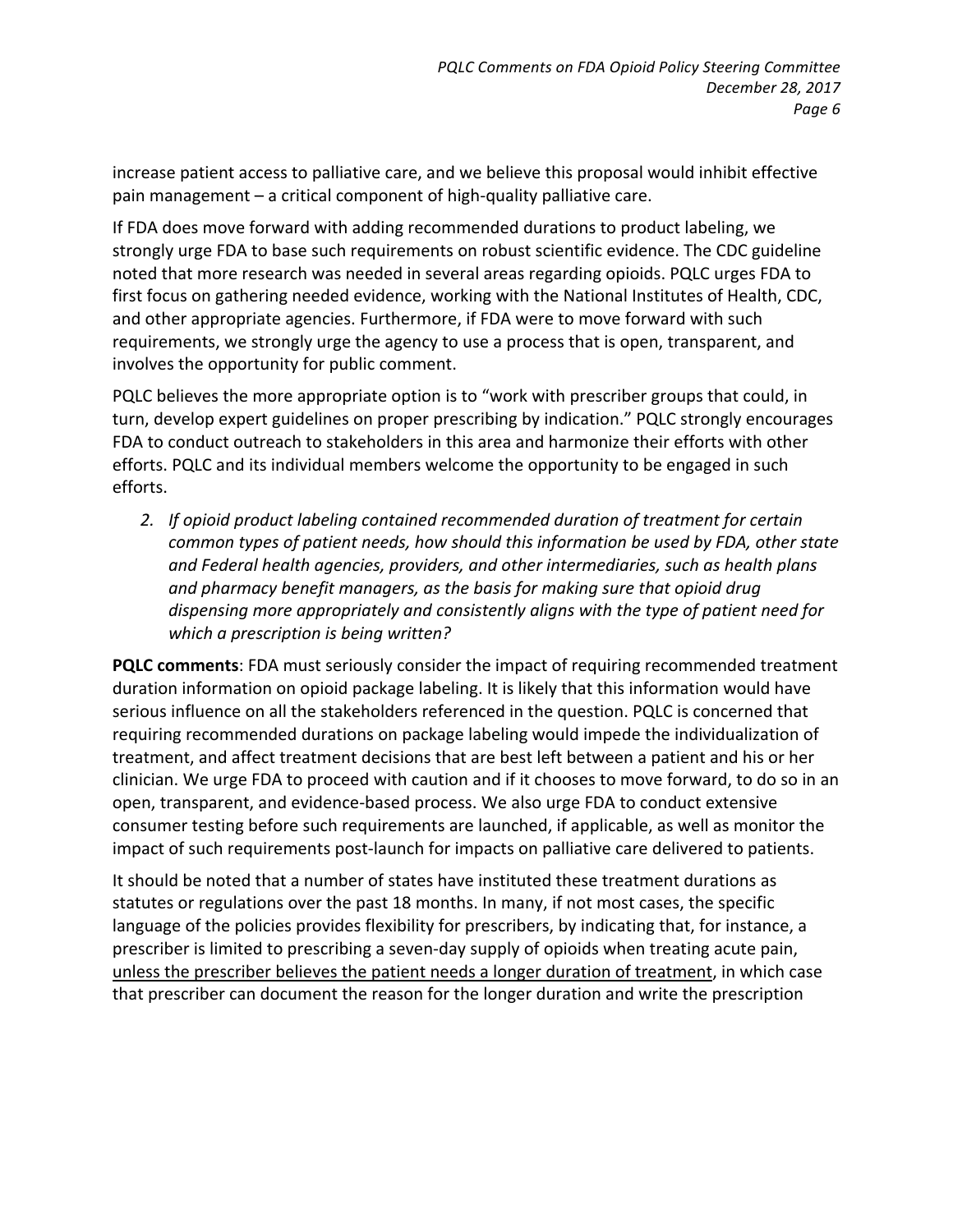increase patient access to palliative care, and we believe this proposal would inhibit effective pain management – a critical component of high-quality palliative care.

If FDA does move forward with adding recommended durations to product labeling, we strongly urge FDA to base such requirements on robust scientific evidence. The CDC guideline noted that more research was needed in several areas regarding opioids. PQLC urges FDA to first focus on gathering needed evidence, working with the National Institutes of Health, CDC, and other appropriate agencies. Furthermore, if FDA were to move forward with such requirements, we strongly urge the agency to use a process that is open, transparent, and involves the opportunity for public comment.

PQLC believes the more appropriate option is to "work with prescriber groups that could, in turn, develop expert guidelines on proper prescribing by indication." PQLC strongly encourages FDA to conduct outreach to stakeholders in this area and harmonize their efforts with other efforts. PQLC and its individual members welcome the opportunity to be engaged in such efforts.

2. *If opioid product labeling contained recommended duration of treatment for certain common types of patient needs, how should this information be used by FDA, other state and Federal health agencies, providers, and other intermediaries, such as health plans and pharmacy benefit managers, as the basis for making sure that opioid drug dispensing more appropriately and consistently aligns with the type of patient need for which a prescription is being written?*

**PQLC comments**: FDA must seriously consider the impact of requiring recommended treatment duration information on opioid package labeling. It is likely that this information would have serious influence on all the stakeholders referenced in the question. PQLC is concerned that requiring recommended durations on package labeling would impede the individualization of treatment, and affect treatment decisions that are best left between a patient and his or her clinician. We urge FDA to proceed with caution and if it chooses to move forward, to do so in an open, transparent, and evidence-based process. We also urge FDA to conduct extensive consumer testing before such requirements are launched, if applicable, as well as monitor the impact of such requirements post-launch for impacts on palliative care delivered to patients.

It should be noted that a number of states have instituted these treatment durations as statutes or regulations over the past 18 months. In many, if not most cases, the specific language of the policies provides flexibility for prescribers, by indicating that, for instance, a prescriber is limited to prescribing a seven-day supply of opioids when treating acute pain, <u>unless the prescriber believes the patient needs a longer duration of treatment</u>, in which case that prescriber can document the reason for the longer duration and write the prescription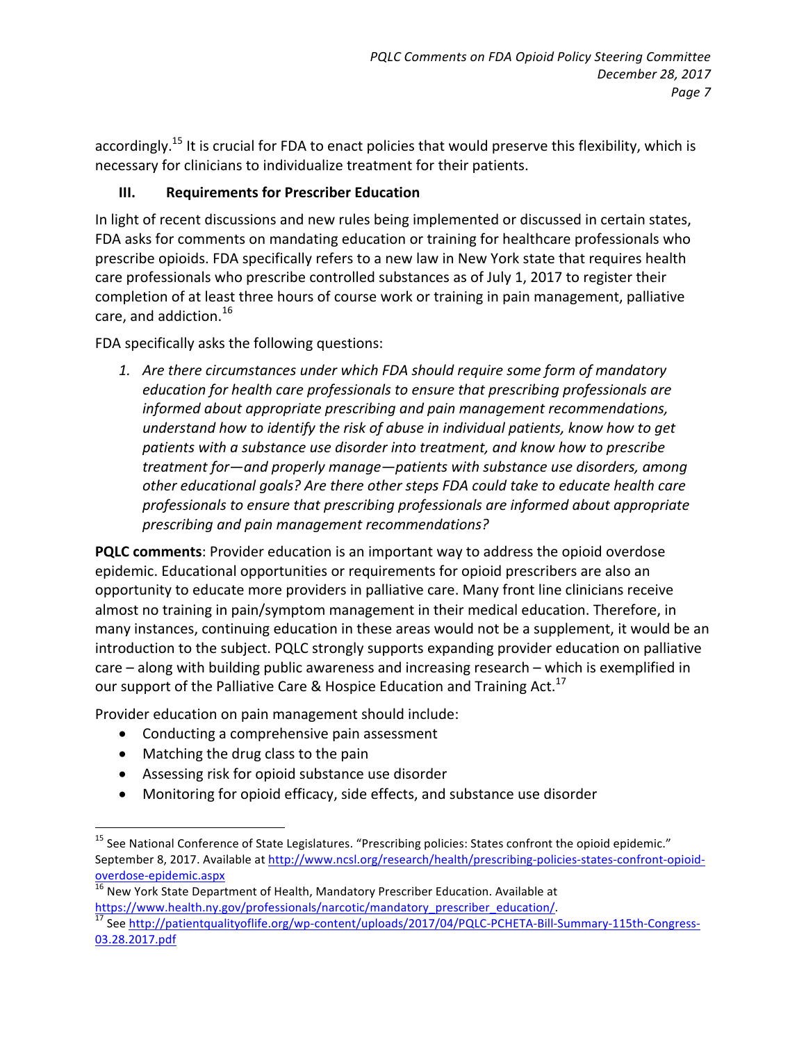accordingly.[15] It is crucial for FDA to enact policies that would preserve this flexibility, which is necessary for clinicians to individualize treatment for their patients.

### III. Requirements for Prescriber Education

In light of recent discussions and new rules being implemented or discussed in certain states, FDA asks for comments on mandating education or training for healthcare professionals who prescribe opioids. FDA specifically refers to a new law in New York state that requires health care professionals who prescribe controlled substances as of July 1, 2017 to register their completion of at least three hours of course work or training in pain management, palliative care, and addiction.[16]

FDA specifically asks the following questions:

1. *Are there circumstances under which FDA should require some form of mandatory education for health care professionals to ensure that prescribing professionals are informed about appropriate prescribing and pain management recommendations, understand how to identify the risk of abuse in individual patients, know how to get patients with a substance use disorder into treatment, and know how to prescribe treatment for—and properly manage—patients with substance use disorders, among other educational goals? Are there other steps FDA could take to educate health care professionals to ensure that prescribing professionals are informed about appropriate prescribing and pain management recommendations?*

**PQLC comments**: Provider education is an important way to address the opioid overdose epidemic. Educational opportunities or requirements for opioid prescribers are also an opportunity to educate more providers in palliative care. Many front line clinicians receive almost no training in pain/symptom management in their medical education. Therefore, in many instances, continuing education in these areas would not be a supplement, it would be an introduction to the subject. PQLC strongly supports expanding provider education on palliative care – along with building public awareness and increasing research – which is exemplified in our support of the Palliative Care & Hospice Education and Training Act.[17]

Provider education on pain management should include:

- Conducting a comprehensive pain assessment
- Matching the drug class to the pain
- Assessing risk for opioid substance use disorder
- Monitoring for opioid efficacy, side effects, and substance use disorder

---

[15] See National Conference of State Legislatures. "Prescribing policies: States confront the opioid epidemic." September 8, 2017. Available at http://www.ncsl.org/research/health/prescribing-policies-states-confront-opioid-overdose-epidemic.aspx

[16] New York State Department of Health, Mandatory Prescriber Education. Available at https://www.health.ny.gov/professionals/narcotic/mandatory_prescriber_education/.

[17] See http://patientqualityoflife.org/wp-content/uploads/2017/04/PQLC-PCHETA-Bill-Summary-115th-Congress-03.28.2017.pdf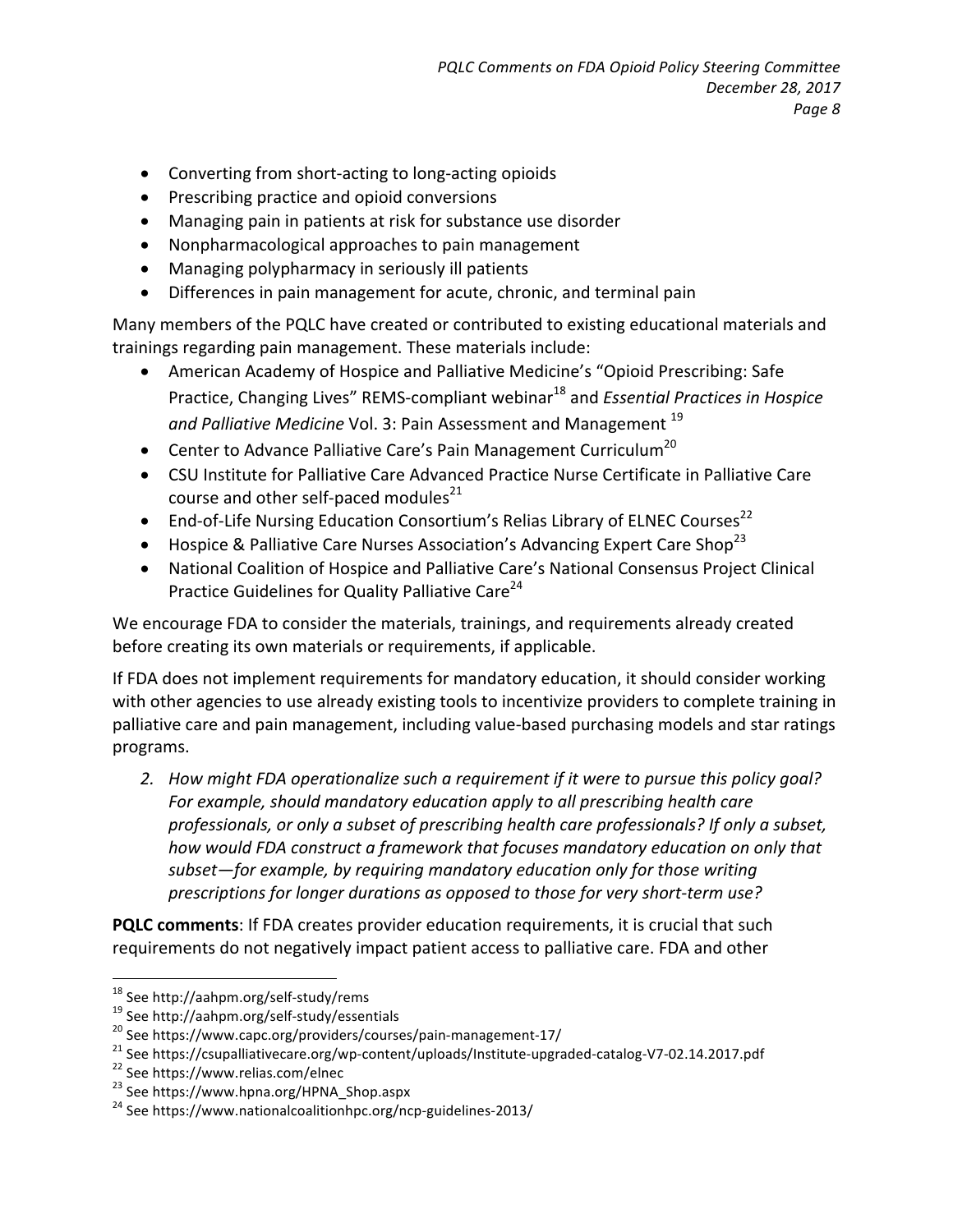- Converting from short-acting to long-acting opioids
- Prescribing practice and opioid conversions
- Managing pain in patients at risk for substance use disorder
- Nonpharmacological approaches to pain management
- Managing polypharmacy in seriously ill patients
- Differences in pain management for acute, chronic, and terminal pain

Many members of the PQLC have created or contributed to existing educational materials and trainings regarding pain management. These materials include:

- American Academy of Hospice and Palliative Medicine's "Opioid Prescribing: Safe Practice, Changing Lives" REMS-compliant webinar[18] and *Essential Practices in Hospice and Palliative Medicine* Vol. 3: Pain Assessment and Management [19]
- Center to Advance Palliative Care's Pain Management Curriculum[20]
- CSU Institute for Palliative Care Advanced Practice Nurse Certificate in Palliative Care course and other self-paced modules[21]
- End-of-Life Nursing Education Consortium's Relias Library of ELNEC Courses[22]
- Hospice & Palliative Care Nurses Association's Advancing Expert Care Shop[23]
- National Coalition of Hospice and Palliative Care's National Consensus Project Clinical Practice Guidelines for Quality Palliative Care[24]

We encourage FDA to consider the materials, trainings, and requirements already created before creating its own materials or requirements, if applicable.

If FDA does not implement requirements for mandatory education, it should consider working with other agencies to use already existing tools to incentivize providers to complete training in palliative care and pain management, including value-based purchasing models and star ratings programs.

2. *How might FDA operationalize such a requirement if it were to pursue this policy goal? For example, should mandatory education apply to all prescribing health care professionals, or only a subset of prescribing health care professionals? If only a subset, how would FDA construct a framework that focuses mandatory education on only that subset—for example, by requiring mandatory education only for those writing prescriptions for longer durations as opposed to those for very short-term use?*

**PQLC comments**: If FDA creates provider education requirements, it is crucial that such requirements do not negatively impact patient access to palliative care. FDA and other

---

[18] See http://aahpm.org/self-study/rems

[19] See http://aahpm.org/self-study/essentials

[20] See https://www.capc.org/providers/courses/pain-management-17/

[21] See https://csupalliativecare.org/wp-content/uploads/Institute-upgraded-catalog-V7-02.14.2017.pdf

[22] See https://www.relias.com/elnec

[23] See https://www.hpna.org/HPNA_Shop.aspx

[24] See https://www.nationalcoalitionhpc.org/ncp-guidelines-2013/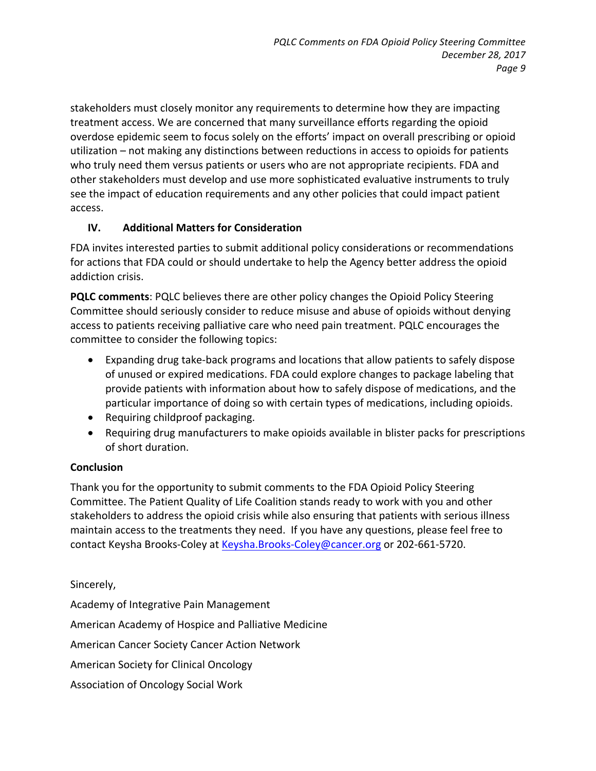stakeholders must closely monitor any requirements to determine how they are impacting treatment access. We are concerned that many surveillance efforts regarding the opioid overdose epidemic seem to focus solely on the efforts' impact on overall prescribing or opioid utilization – not making any distinctions between reductions in access to opioids for patients who truly need them versus patients or users who are not appropriate recipients. FDA and other stakeholders must develop and use more sophisticated evaluative instruments to truly see the impact of education requirements and any other policies that could impact patient access.

## IV. Additional Matters for Consideration

FDA invites interested parties to submit additional policy considerations or recommendations for actions that FDA could or should undertake to help the Agency better address the opioid addiction crisis.

**PQLC comments**: PQLC believes there are other policy changes the Opioid Policy Steering Committee should seriously consider to reduce misuse and abuse of opioids without denying access to patients receiving palliative care who need pain treatment. PQLC encourages the committee to consider the following topics:

- Expanding drug take-back programs and locations that allow patients to safely dispose of unused or expired medications. FDA could explore changes to package labeling that provide patients with information about how to safely dispose of medications, and the particular importance of doing so with certain types of medications, including opioids.
- Requiring childproof packaging.
- Requiring drug manufacturers to make opioids available in blister packs for prescriptions of short duration.

## Conclusion

Thank you for the opportunity to submit comments to the FDA Opioid Policy Steering Committee. The Patient Quality of Life Coalition stands ready to work with you and other stakeholders to address the opioid crisis while also ensuring that patients with serious illness maintain access to the treatments they need. If you have any questions, please feel free to contact Keysha Brooks-Coley at Keysha.Brooks-Coley@cancer.org or 202-661-5720.

Sincerely,

Academy of Integrative Pain Management

American Academy of Hospice and Palliative Medicine

American Cancer Society Cancer Action Network

American Society for Clinical Oncology

Association of Oncology Social Work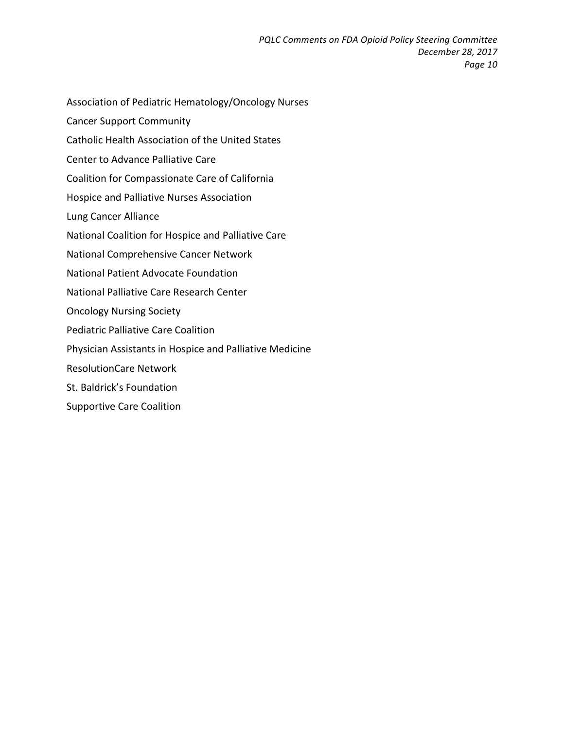Association of Pediatric Hematology/Oncology Nurses

Cancer Support Community

Catholic Health Association of the United States

Center to Advance Palliative Care

Coalition for Compassionate Care of California

Hospice and Palliative Nurses Association

Lung Cancer Alliance

National Coalition for Hospice and Palliative Care

National Comprehensive Cancer Network

National Patient Advocate Foundation

National Palliative Care Research Center

Oncology Nursing Society

Pediatric Palliative Care Coalition

Physician Assistants in Hospice and Palliative Medicine

ResolutionCare Network

St. Baldrick's Foundation

Supportive Care Coalition